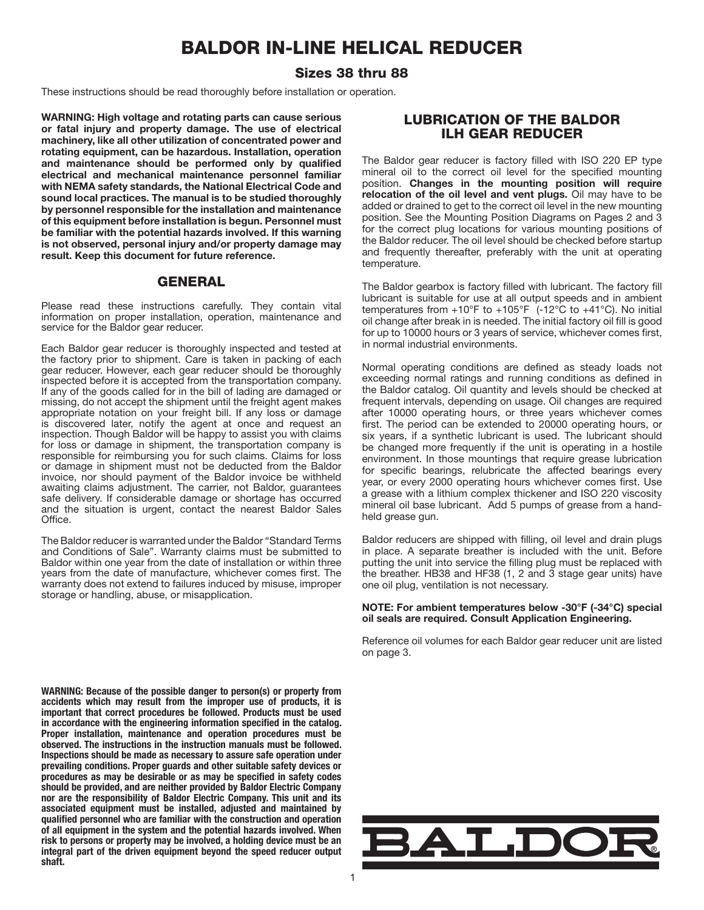# BALDOR IN-LINE HELICAL REDUCER

## Sizes 38 thru 88

These instructions should be read thoroughly before installation or operation.

**WARNING: High voltage and rotating parts can cause serious or fatal injury and property damage. The use of electrical machinery, like all other utilization of concentrated power and rotating equipment, can be hazardous. Installation, operation and maintenance should be performed only by qualified electrical and mechanical maintenance personnel familiar with NEMA safety standards, the National Electrical Code and sound local practices. The manual is to be studied thoroughly by personnel responsible for the installation and maintenance of this equipment before installation is begun. Personnel must be familiar with the potential hazards involved. If this warning is not observed, personal injury and/or property damage may result. Keep this document for future reference.**

## GENERAL

Please read these instructions carefully. They contain vital information on proper installation, operation, maintenance and service for the Baldor gear reducer.

Each Baldor gear reducer is thoroughly inspected and tested at the factory prior to shipment. Care is taken in packing of each gear reducer. However, each gear reducer should be thoroughly inspected before it is accepted from the transportation company. If any of the goods called for in the bill of lading are damaged or missing, do not accept the shipment until the freight agent makes appropriate notation on your freight bill. If any loss or damage is discovered later, notify the agent at once and request an inspection. Though Baldor will be happy to assist you with claims for loss or damage in shipment, the transportation company is responsible for reimbursing you for such claims. Claims for loss or damage in shipment must not be deducted from the Baldor invoice, nor should payment of the Baldor invoice be withheld awaiting claims adjustment. The carrier, not Baldor, guarantees safe delivery. If considerable damage or shortage has occurred and the situation is urgent, contact the nearest Baldor Sales Office.

The Baldor reducer is warranted under the Baldor "Standard Terms and Conditions of Sale". Warranty claims must be submitted to Baldor within one year from the date of installation or within three years from the date of manufacture, whichever comes first. The warranty does not extend to failures induced by misuse, improper storage or handling, abuse, or misapplication.

**WARNING: Because of the possible danger to person(s) or property from accidents which may result from the improper use of products, it is important that correct procedures be followed. Products must be used in accordance with the engineering information specified in the catalog. Proper installation, maintenance and operation procedures must be observed. The instructions in the instruction manuals must be followed. Inspections should be made as necessary to assure safe operation under prevailing conditions. Proper guards and other suitable safety devices or procedures as may be desirable or as may be specified in safety codes should be provided, and are neither provided by Baldor Electric Company nor are the responsibility of Baldor Electric Company. This unit and its associated equipment must be installed, adjusted and maintained by qualified personnel who are familiar with the construction and operation of all equipment in the system and the potential hazards involved. When risk to persons or property may be involved, a holding device must be an integral part of the driven equipment beyond the speed reducer output shaft.**

## LUBRICATION OF THE BALDOR ILH GEAR REDUCER

The Baldor gear reducer is factory filled with ISO 220 EP type mineral oil to the correct oil level for the specified mounting position. **Changes in the mounting position will require relocation of the oil level and vent plugs.** Oil may have to be added or drained to get to the correct oil level in the new mounting position. See the Mounting Position Diagrams on Pages 2 and 3 for the correct plug locations for various mounting positions of the Baldor reducer. The oil level should be checked before startup and frequently thereafter, preferably with the unit at operating temperature.

The Baldor gearbox is factory filled with lubricant. The factory fill lubricant is suitable for use at all output speeds and in ambient temperatures from +10°F to +105°F (-12°C to +41°C). No initial oil change after break in is needed. The initial factory oil fill is good for up to 10000 hours or 3 years of service, whichever comes first, in normal industrial environments.

Normal operating conditions are defined as steady loads not exceeding normal ratings and running conditions as defined in the Baldor catalog. Oil quantity and levels should be checked at frequent intervals, depending on usage. Oil changes are required after 10000 operating hours, or three years whichever comes first. The period can be extended to 20000 operating hours, or six years, if a synthetic lubricant is used. The lubricant should be changed more frequently if the unit is operating in a hostile environment. In those mountings that require grease lubrication for specific bearings, relubricate the affected bearings every year, or every 2000 operating hours whichever comes first. Use a grease with a lithium complex thickener and ISO 220 viscosity mineral oil base lubricant. Add 5 pumps of grease from a hand-held grease gun.

Baldor reducers are shipped with filling, oil level and drain plugs in place. A separate breather is included with the unit. Before putting the unit into service the filling plug must be replaced with the breather. HB38 and HF38 (1, 2 and 3 stage gear units) have one oil plug, ventilation is not necessary.

**NOTE: For ambient temperatures below -30°F (-34°C) special oil seals are required. Consult Application Engineering.**

Reference oil volumes for each Baldor gear reducer unit are listed on page 3.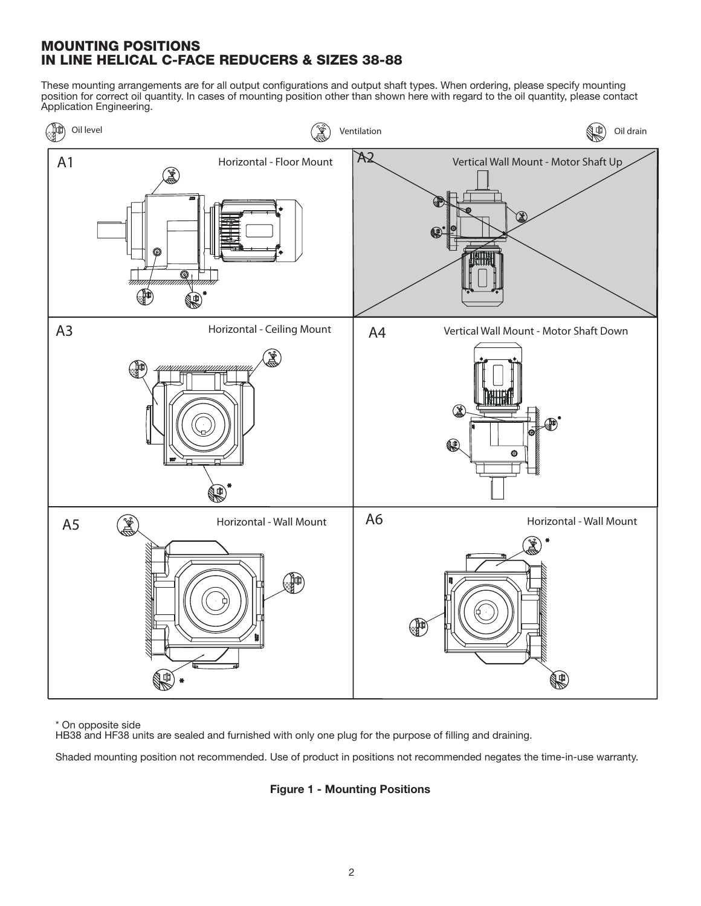# MOUNTING POSITIONS
# IN LINE HELICAL C-FACE REDUCERS & SIZES 38-88

These mounting arrangements are for all output configurations and output shaft types. When ordering, please specify mounting position for correct oil quantity. In cases of mounting position other than shown here with regard to the oil quantity, please contact Application Engineering.

Oil level — Ventilation — Oil drain

A1 Horizontal - Floor Mount

A2 Vertical Wall Mount - Motor Shaft Up

A3 Horizontal - Ceiling Mount

A4 Vertical Wall Mount - Motor Shaft Down

A5 Horizontal - Wall Mount

A6 Horizontal - Wall Mount

\* On opposite side
HB38 and HF38 units are sealed and furnished with only one plug for the purpose of filling and draining.

Shaded mounting position not recommended. Use of product in positions not recommended negates the time-in-use warranty.

**Figure 1 - Mounting Positions**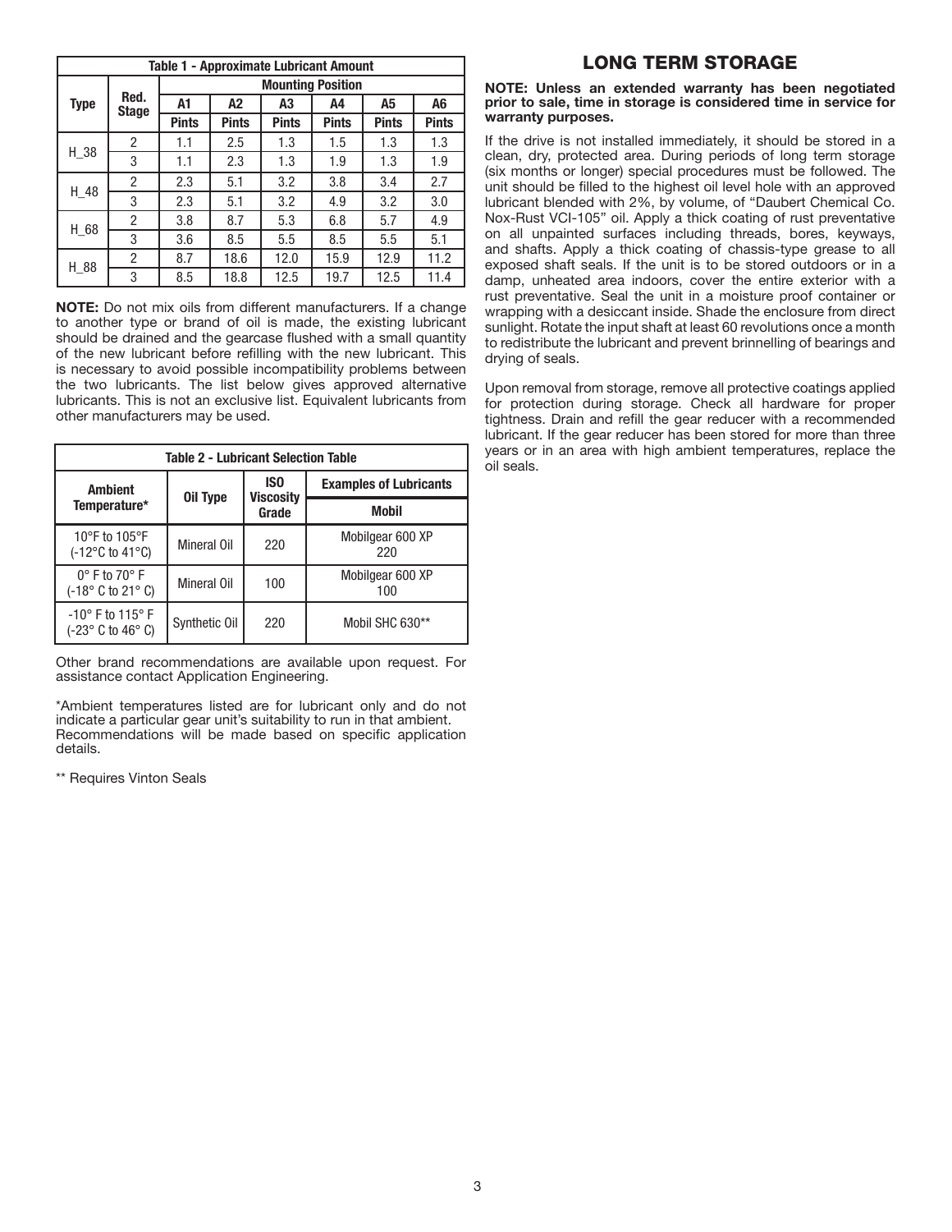| Table 1 - Approximate Lubricant Amount | | | | | | | |
|---|---|---|---|---|---|---|---|
| Type | Red. Stage | Mounting Position | | | | | |
| | | A1 | A2 | A3 | A4 | A5 | A6 |
| | | Pints | Pints | Pints | Pints | Pints | Pints |
| H_38 | 2 | 1.1 | 2.5 | 1.3 | 1.5 | 1.3 | 1.3 |
| | 3 | 1.1 | 2.3 | 1.3 | 1.9 | 1.3 | 1.9 |
| H_48 | 2 | 2.3 | 5.1 | 3.2 | 3.8 | 3.4 | 2.7 |
| | 3 | 2.3 | 5.1 | 3.2 | 4.9 | 3.2 | 3.0 |
| H_68 | 2 | 3.8 | 8.7 | 5.3 | 6.8 | 5.7 | 4.9 |
| | 3 | 3.6 | 8.5 | 5.5 | 8.5 | 5.5 | 5.1 |
| H_88 | 2 | 8.7 | 18.6 | 12.0 | 15.9 | 12.9 | 11.2 |
| | 3 | 8.5 | 18.8 | 12.5 | 19.7 | 12.5 | 11.4 |

**NOTE:** Do not mix oils from different manufacturers. If a change to another type or brand of oil is made, the existing lubricant should be drained and the gearcase flushed with a small quantity of the new lubricant before refilling with the new lubricant. This is necessary to avoid possible incompatibility problems between the two lubricants. The list below gives approved alternative lubricants. This is not an exclusive list. Equivalent lubricants from other manufacturers may be used.

| Table 2 - Lubricant Selection Table | | | |
|---|---|---|---|
| Ambient Temperature* | Oil Type | ISO Viscosity Grade | Examples of Lubricants |
| | | | Mobil |
| 10°F to 105°F (-12°C to 41°C) | Mineral Oil | 220 | Mobilgear 600 XP 220 |
| 0° F to 70° F (-18° C to 21° C) | Mineral Oil | 100 | Mobilgear 600 XP 100 |
| -10° F to 115° F (-23° C to 46° C) | Synthetic Oil | 220 | Mobil SHC 630** |

Other brand recommendations are available upon request. For assistance contact Application Engineering.

*Ambient temperatures listed are for lubricant only and do not indicate a particular gear unit's suitability to run in that ambient. Recommendations will be made based on specific application details.

** Requires Vinton Seals

# LONG TERM STORAGE

**NOTE: Unless an extended warranty has been negotiated prior to sale, time in storage is considered time in service for warranty purposes.**

If the drive is not installed immediately, it should be stored in a clean, dry, protected area. During periods of long term storage (six months or longer) special procedures must be followed. The unit should be filled to the highest oil level hole with an approved lubricant blended with 2%, by volume, of "Daubert Chemical Co. Nox-Rust VCI-105" oil. Apply a thick coating of rust preventative on all unpainted surfaces including threads, bores, keyways, and shafts. Apply a thick coating of chassis-type grease to all exposed shaft seals. If the unit is to be stored outdoors or in a damp, unheated area indoors, cover the entire exterior with a rust preventative. Seal the unit in a moisture proof container or wrapping with a desiccant inside. Shade the enclosure from direct sunlight. Rotate the input shaft at least 60 revolutions once a month to redistribute the lubricant and prevent brinnelling of bearings and drying of seals.

Upon removal from storage, remove all protective coatings applied for protection during storage. Check all hardware for proper tightness. Drain and refill the gear reducer with a recommended lubricant. If the gear reducer has been stored for more than three years or in an area with high ambient temperatures, replace the oil seals.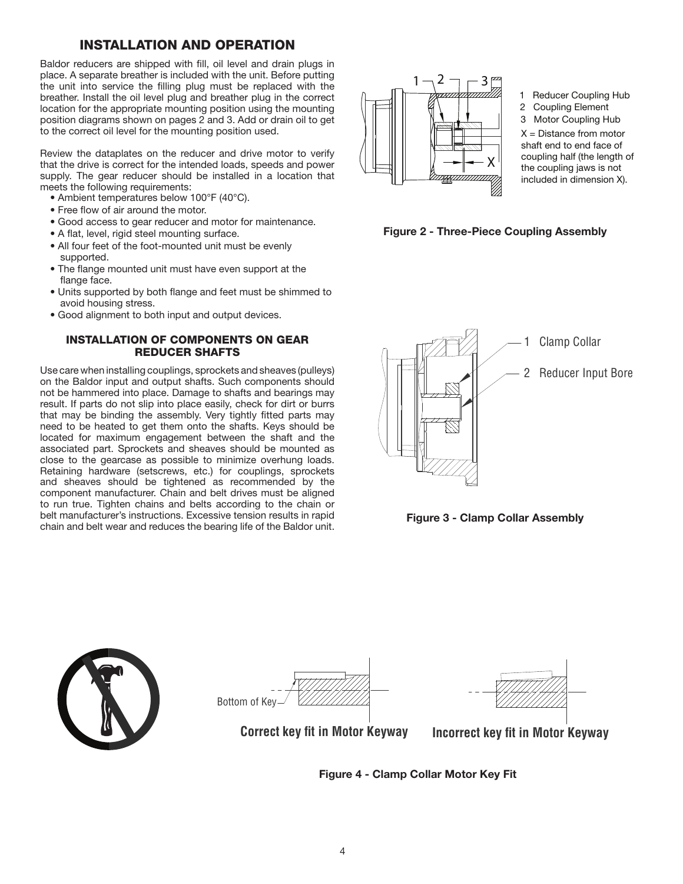## INSTALLATION AND OPERATION

Baldor reducers are shipped with fill, oil level and drain plugs in place. A separate breather is included with the unit. Before putting the unit into service the filling plug must be replaced with the breather. Install the oil level plug and breather plug in the correct location for the appropriate mounting position using the mounting position diagrams shown on pages 2 and 3. Add or drain oil to get to the correct oil level for the mounting position used.

Review the dataplates on the reducer and drive motor to verify that the drive is correct for the intended loads, speeds and power supply. The gear reducer should be installed in a location that meets the following requirements:

- Ambient temperatures below 100°F (40°C).
- Free flow of air around the motor.
- Good access to gear reducer and motor for maintenance.
- A flat, level, rigid steel mounting surface.
- All four feet of the foot-mounted unit must be evenly supported.
- The flange mounted unit must have even support at the flange face.
- Units supported by both flange and feet must be shimmed to avoid housing stress.
- Good alignment to both input and output devices.

### INSTALLATION OF COMPONENTS ON GEAR REDUCER SHAFTS

Use care when installing couplings, sprockets and sheaves (pulleys) on the Baldor input and output shafts. Such components should not be hammered into place. Damage to shafts and bearings may result. If parts do not slip into place easily, check for dirt or burrs that may be binding the assembly. Very tightly fitted parts may need to be heated to get them onto the shafts. Keys should be located for maximum engagement between the shaft and the associated part. Sprockets and sheaves should be mounted as close to the gearcase as possible to minimize overhung loads. Retaining hardware (setscrews, etc.) for couplings, sprockets and sheaves should be tightened as recommended by the component manufacturer. Chain and belt drives must be aligned to run true. Tighten chains and belts according to the chain or belt manufacturer's instructions. Excessive tension results in rapid chain and belt wear and reduces the bearing life of the Baldor unit.

1 Reducer Coupling Hub
2 Coupling Element
3 Motor Coupling Hub
X = Distance from motor shaft end to end face of coupling half (the length of the coupling jaws is not included in dimension X).

**Figure 2 - Three-Piece Coupling Assembly**

1 Clamp Collar
2 Reducer Input Bore

**Figure 3 - Clamp Collar Assembly**

Bottom of Key

Correct key fit in Motor Keyway

Incorrect key fit in Motor Keyway

**Figure 4 - Clamp Collar Motor Key Fit**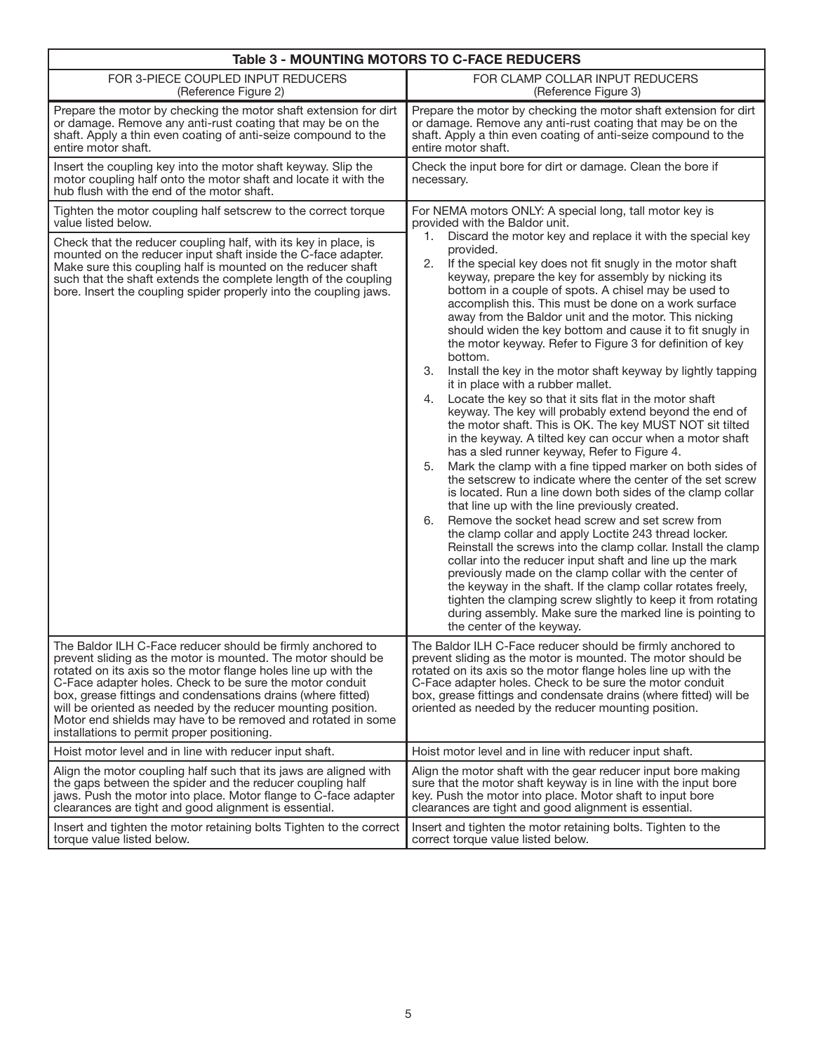**Table 3 - MOUNTING MOTORS TO C-FACE REDUCERS**

| FOR 3-PIECE COUPLED INPUT REDUCERS (Reference Figure 2) | FOR CLAMP COLLAR INPUT REDUCERS (Reference Figure 3) |
|---|---|
| Prepare the motor by checking the motor shaft extension for dirt or damage. Remove any anti-rust coating that may be on the shaft. Apply a thin even coating of anti-seize compound to the entire motor shaft. | Prepare the motor by checking the motor shaft extension for dirt or damage. Remove any anti-rust coating that may be on the shaft. Apply a thin even coating of anti-seize compound to the entire motor shaft. |
| Insert the coupling key into the motor shaft keyway. Slip the motor coupling half onto the motor shaft and locate it with the hub flush with the end of the motor shaft. | Check the input bore for dirt or damage. Clean the bore if necessary. |
| Tighten the motor coupling half setscrew to the correct torque value listed below.<br><br>Check that the reducer coupling half, with its key in place, is mounted on the reducer input shaft inside the C-face adapter. Make sure this coupling half is mounted on the reducer shaft such that the shaft extends the complete length of the coupling bore. Insert the coupling spider properly into the coupling jaws. | For NEMA motors ONLY: A special long, tall motor key is provided with the Baldor unit.<br>1. Discard the motor key and replace it with the special key provided.<br>2. If the special key does not fit snugly in the motor shaft keyway, prepare the key for assembly by nicking its bottom in a couple of spots. A chisel may be used to accomplish this. This must be done on a work surface away from the Baldor unit and the motor. This nicking should widen the key bottom and cause it to fit snugly in the motor keyway. Refer to Figure 3 for definition of key bottom.<br>3. Install the key in the motor shaft keyway by lightly tapping it in place with a rubber mallet.<br>4. Locate the key so that it sits flat in the motor shaft keyway. The key will probably extend beyond the end of the motor shaft. This is OK. The key MUST NOT sit tilted in the keyway. A tilted key can occur when a motor shaft has a sled runner keyway, Refer to Figure 4.<br>5. Mark the clamp with a fine tipped marker on both sides of the setscrew to indicate where the center of the set screw is located. Run a line down both sides of the clamp collar that line up with the line previously created.<br>6. Remove the socket head screw and set screw from the clamp collar and apply Loctite 243 thread locker. Reinstall the screws into the clamp collar. Install the clamp collar into the reducer input shaft and line up the mark previously made on the clamp collar with the center of the keyway in the shaft. If the clamp collar rotates freely, tighten the clamping screw slightly to keep it from rotating during assembly. Make sure the marked line is pointing to the center of the keyway. |
| The Baldor ILH C-Face reducer should be firmly anchored to prevent sliding as the motor is mounted. The motor should be rotated on its axis so the motor flange holes line up with the C-Face adapter holes. Check to be sure the motor conduit box, grease fittings and condensations drains (where fitted) will be oriented as needed by the reducer mounting position. Motor end shields may have to be removed and rotated in some installations to permit proper positioning. | The Baldor ILH C-Face reducer should be firmly anchored to prevent sliding as the motor is mounted. The motor should be rotated on its axis so the motor flange holes line up with the C-Face adapter holes. Check to be sure the motor conduit box, grease fittings and condensate drains (where fitted) will be oriented as needed by the reducer mounting position. |
| Hoist motor level and in line with reducer input shaft. | Hoist motor level and in line with reducer input shaft. |
| Align the motor coupling half such that its jaws are aligned with the gaps between the spider and the reducer coupling half jaws. Push the motor into place. Motor flange to C-face adapter clearances are tight and good alignment is essential. | Align the motor shaft with the gear reducer input bore making sure that the motor shaft keyway is in line with the input bore key. Push the motor into place. Motor shaft to input bore clearances are tight and good alignment is essential. |
| Insert and tighten the motor retaining bolts Tighten to the correct torque value listed below. | Insert and tighten the motor retaining bolts. Tighten to the correct torque value listed below. |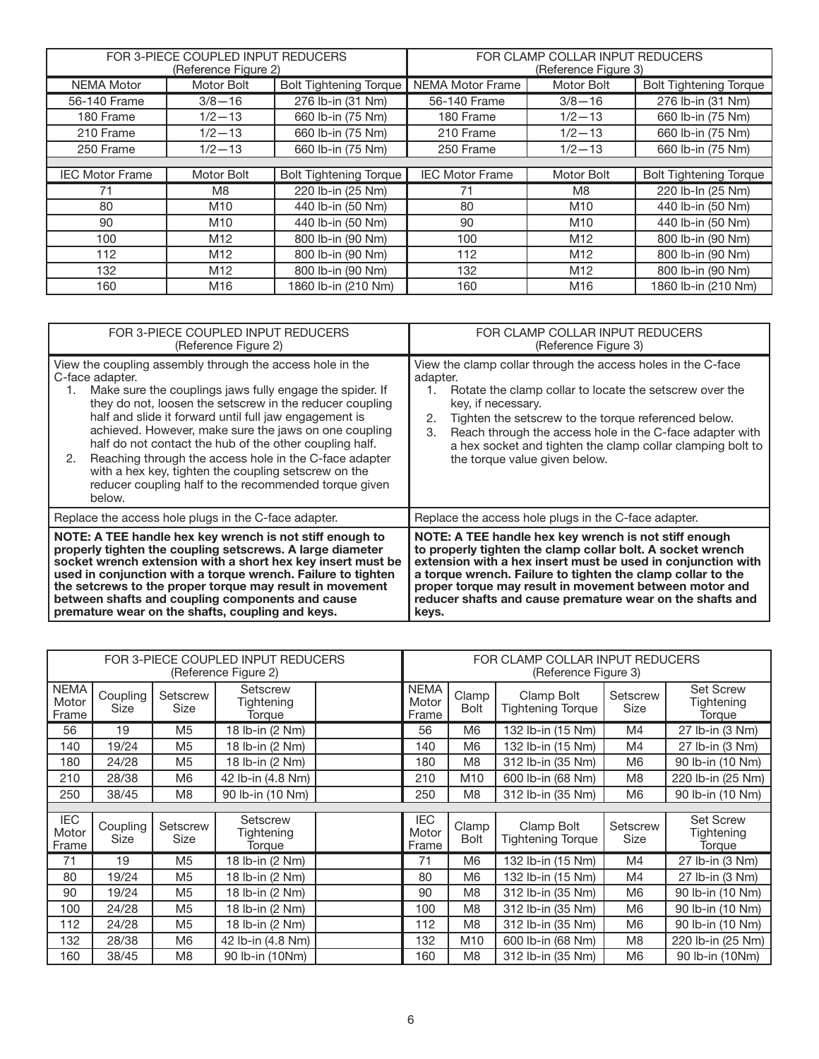| FOR 3-PIECE COUPLED INPUT REDUCERS (Reference Figure 2) | | | FOR CLAMP COLLAR INPUT REDUCERS (Reference Figure 3) | | |
|---|---|---|---|---|---|
| NEMA Motor | Motor Bolt | Bolt Tightening Torque | NEMA Motor Frame | Motor Bolt | Bolt Tightening Torque |
| 56-140 Frame | 3/8—16 | 276 lb-in (31 Nm) | 56-140 Frame | 3/8—16 | 276 lb-in (31 Nm) |
| 180 Frame | 1/2—13 | 660 lb-in (75 Nm) | 180 Frame | 1/2—13 | 660 lb-in (75 Nm) |
| 210 Frame | 1/2—13 | 660 lb-in (75 Nm) | 210 Frame | 1/2—13 | 660 lb-in (75 Nm) |
| 250 Frame | 1/2—13 | 660 lb-in (75 Nm) | 250 Frame | 1/2—13 | 660 lb-in (75 Nm) |
| IEC Motor Frame | Motor Bolt | Bolt Tightening Torque | IEC Motor Frame | Motor Bolt | Bolt Tightening Torque |
| 71 | M8 | 220 lb-in (25 Nm) | 71 | M8 | 220 lb-In (25 Nm) |
| 80 | M10 | 440 lb-in (50 Nm) | 80 | M10 | 440 lb-in (50 Nm) |
| 90 | M10 | 440 lb-in (50 Nm) | 90 | M10 | 440 lb-in (50 Nm) |
| 100 | M12 | 800 lb-in (90 Nm) | 100 | M12 | 800 lb-in (90 Nm) |
| 112 | M12 | 800 lb-in (90 Nm) | 112 | M12 | 800 lb-in (90 Nm) |
| 132 | M12 | 800 lb-in (90 Nm) | 132 | M12 | 800 lb-in (90 Nm) |
| 160 | M16 | 1860 lb-in (210 Nm) | 160 | M16 | 1860 lb-in (210 Nm) |

| FOR 3-PIECE COUPLED INPUT REDUCERS (Reference Figure 2) | FOR CLAMP COLLAR INPUT REDUCERS (Reference Figure 3) |
|---|---|
| View the coupling assembly through the access hole in the C-face adapter.<br>1. Make sure the couplings jaws fully engage the spider. If they do not, loosen the setscrew in the reducer coupling half and slide it forward until full jaw engagement is achieved. However, make sure the jaws on one coupling half do not contact the hub of the other coupling half.<br>2. Reaching through the access hole in the C-face adapter with a hex key, tighten the coupling setscrew on the reducer coupling half to the recommended torque given below. | View the clamp collar through the access holes in the C-face adapter.<br>1. Rotate the clamp collar to locate the setscrew over the key, if necessary.<br>2. Tighten the setscrew to the torque referenced below.<br>3. Reach through the access hole in the C-face adapter with a hex socket and tighten the clamp collar clamping bolt to the torque value given below. |
| Replace the access hole plugs in the C-face adapter. | Replace the access hole plugs in the C-face adapter. |
| **NOTE: A TEE handle hex key wrench is not stiff enough to properly tighten the coupling setscrews. A large diameter socket wrench extension with a short hex key insert must be used in conjunction with a torque wrench. Failure to tighten the setscrews to the proper torque may result in movement between shafts and coupling components and cause premature wear on the shafts, coupling and keys.** | **NOTE: A TEE handle hex key wrench is not stiff enough to properly tighten the clamp collar bolt. A socket wrench extension with a hex insert must be used in conjunction with a torque wrench. Failure to tighten the clamp collar to the proper torque may result in movement between motor and reducer shafts and cause premature wear on the shafts and keys.** |

| FOR 3-PIECE COUPLED INPUT REDUCERS (Reference Figure 2) | | | | | FOR CLAMP COLLAR INPUT REDUCERS (Reference Figure 3) | | | | |
|---|---|---|---|---|---|---|---|---|---|
| NEMA Motor Frame | Coupling Size | Setscrew Size | Setscrew Tightening Torque | | NEMA Motor Frame | Clamp Bolt | Clamp Bolt Tightening Torque | Setscrew Size | Set Screw Tightening Torque |
| 56 | 19 | M5 | 18 lb-in (2 Nm) | | 56 | M6 | 132 lb-in (15 Nm) | M4 | 27 lb-in (3 Nm) |
| 140 | 19/24 | M5 | 18 lb-in (2 Nm) | | 140 | M6 | 132 lb-in (15 Nm) | M4 | 27 lb-in (3 Nm) |
| 180 | 24/28 | M5 | 18 lb-in (2 Nm) | | 180 | M8 | 312 lb-in (35 Nm) | M6 | 90 lb-in (10 Nm) |
| 210 | 28/38 | M6 | 42 lb-in (4.8 Nm) | | 210 | M10 | 600 lb-in (68 Nm) | M8 | 220 lb-in (25 Nm) |
| 250 | 38/45 | M8 | 90 lb-in (10 Nm) | | 250 | M8 | 312 lb-in (35 Nm) | M6 | 90 lb-in (10 Nm) |
| IEC Motor Frame | Coupling Size | Setscrew Size | Setscrew Tightening Torque | | IEC Motor Frame | Clamp Bolt | Clamp Bolt Tightening Torque | Setscrew Size | Set Screw Tightening Torque |
| 71 | 19 | M5 | 18 lb-in (2 Nm) | | 71 | M6 | 132 lb-in (15 Nm) | M4 | 27 lb-in (3 Nm) |
| 80 | 19/24 | M5 | 18 lb-in (2 Nm) | | 80 | M6 | 132 lb-in (15 Nm) | M4 | 27 lb-in (3 Nm) |
| 90 | 19/24 | M5 | 18 lb-in (2 Nm) | | 90 | M8 | 312 lb-in (35 Nm) | M6 | 90 lb-in (10 Nm) |
| 100 | 24/28 | M5 | 18 lb-in (2 Nm) | | 100 | M8 | 312 lb-in (35 Nm) | M6 | 90 lb-in (10 Nm) |
| 112 | 24/28 | M5 | 18 lb-in (2 Nm) | | 112 | M8 | 312 lb-in (35 Nm) | M6 | 90 lb-in (10 Nm) |
| 132 | 28/38 | M6 | 42 lb-in (4.8 Nm) | | 132 | M10 | 600 lb-in (68 Nm) | M8 | 220 lb-in (25 Nm) |
| 160 | 38/45 | M8 | 90 lb-in (10Nm) | | 160 | M8 | 312 lb-in (35 Nm) | M6 | 90 lb-in (10Nm) |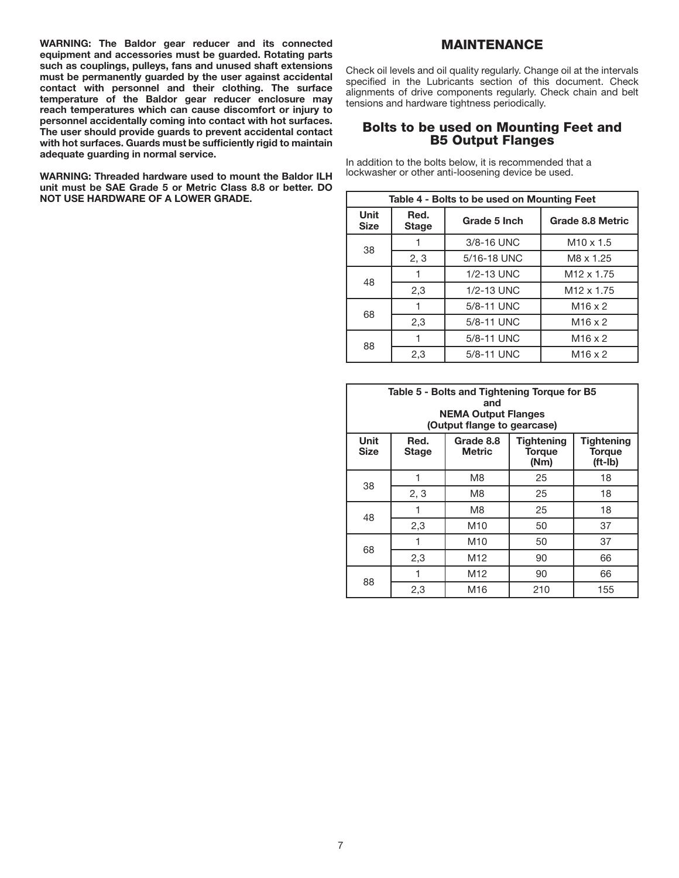**WARNING: The Baldor gear reducer and its connected equipment and accessories must be guarded. Rotating parts such as couplings, pulleys, fans and unused shaft extensions must be permanently guarded by the user against accidental contact with personnel and their clothing. The surface temperature of the Baldor gear reducer enclosure may reach temperatures which can cause discomfort or injury to personnel accidentally coming into contact with hot surfaces. The user should provide guards to prevent accidental contact with hot surfaces. Guards must be sufficiently rigid to maintain adequate guarding in normal service.**

**WARNING: Threaded hardware used to mount the Baldor ILH unit must be SAE Grade 5 or Metric Class 8.8 or better. DO NOT USE HARDWARE OF A LOWER GRADE.**

# MAINTENANCE

Check oil levels and oil quality regularly. Change oil at the intervals specified in the Lubricants section of this document. Check alignments of drive components regularly. Check chain and belt tensions and hardware tightness periodically.

## Bolts to be used on Mounting Feet and B5 Output Flanges

In addition to the bolts below, it is recommended that a lockwasher or other anti-loosening device be used.

**Table 4 - Bolts to be used on Mounting Feet**

| Unit Size | Red. Stage | Grade 5 Inch | Grade 8.8 Metric |
|---|---|---|---|
| 38 | 1 | 3/8-16 UNC | M10 x 1.5 |
| | 2, 3 | 5/16-18 UNC | M8 x 1.25 |
| 48 | 1 | 1/2-13 UNC | M12 x 1.75 |
| | 2,3 | 1/2-13 UNC | M12 x 1.75 |
| 68 | 1 | 5/8-11 UNC | M16 x 2 |
| | 2,3 | 5/8-11 UNC | M16 x 2 |
| 88 | 1 | 5/8-11 UNC | M16 x 2 |
| | 2,3 | 5/8-11 UNC | M16 x 2 |

**Table 5 - Bolts and Tightening Torque for B5 and NEMA Output Flanges (Output flange to gearcase)**

| Unit Size | Red. Stage | Grade 8.8 Metric | Tightening Torque (Nm) | Tightening Torque (ft-lb) |
|---|---|---|---|---|
| 38 | 1 | M8 | 25 | 18 |
| | 2, 3 | M8 | 25 | 18 |
| 48 | 1 | M8 | 25 | 18 |
| | 2,3 | M10 | 50 | 37 |
| 68 | 1 | M10 | 50 | 37 |
| | 2,3 | M12 | 90 | 66 |
| 88 | 1 | M12 | 90 | 66 |
| | 2,3 | M16 | 210 | 155 |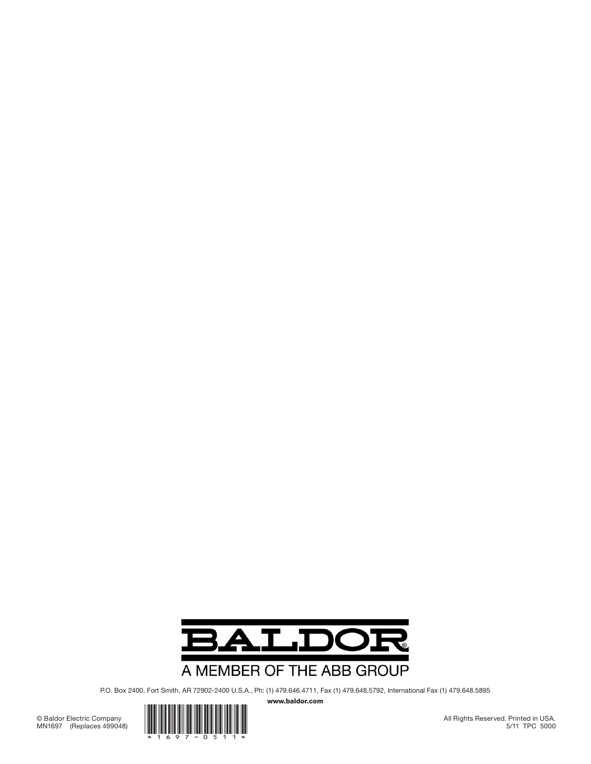BALDOR®

A MEMBER OF THE ABB GROUP

P.O. Box 2400, Fort Smith, AR 72902-2400 U.S.A., Ph: (1) 479.646.4711, Fax (1) 479.648.5792, International Fax (1) 479.648.5895

**www.baldor.com**

© Baldor Electric Company
MN1697 (Replaces 499048)

*1697-0511*

All Rights Reserved. Printed in USA.
5/11 TPC 5000